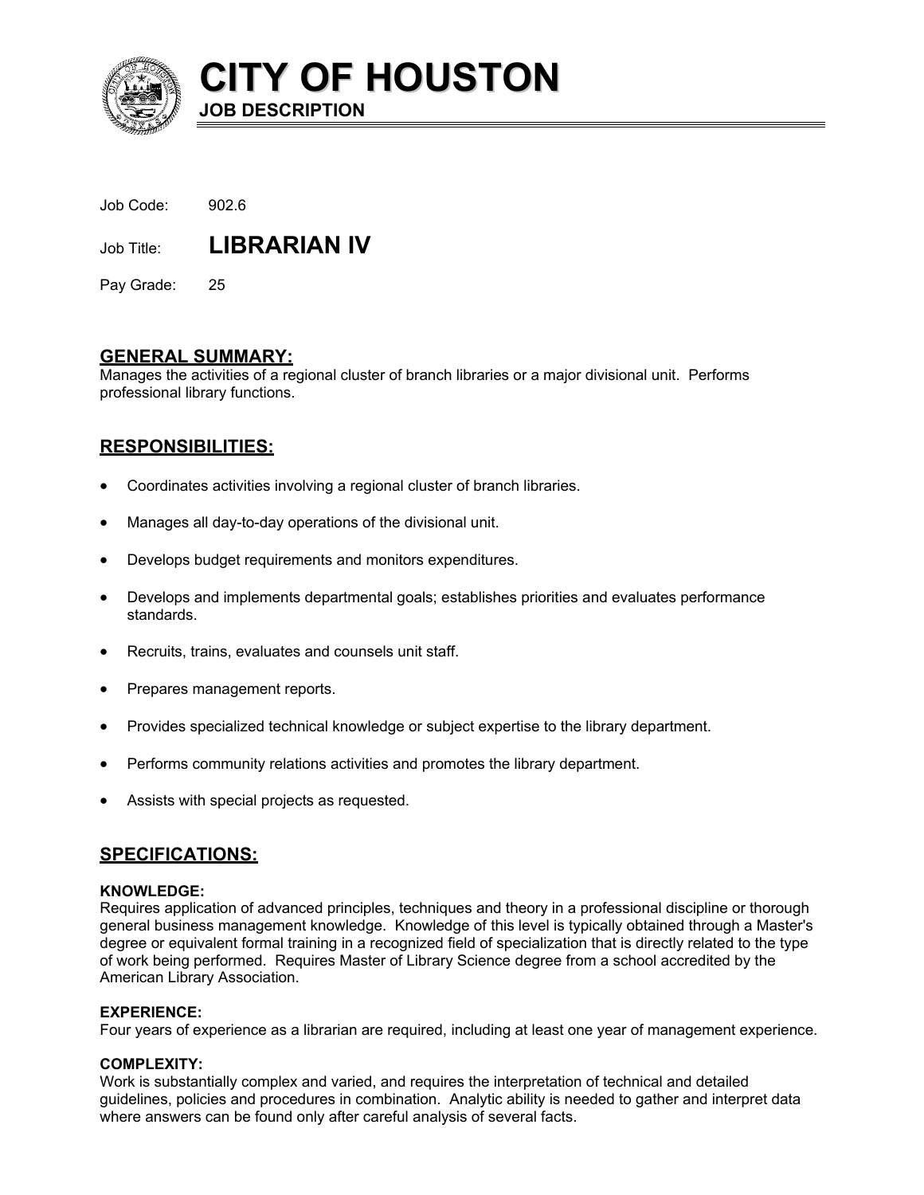# CITY OF HOUSTON

**JOB DESCRIPTION**

Job Code: 902.6

Job Title: **LIBRARIAN IV**

Pay Grade: 25

## GENERAL SUMMARY:

Manages the activities of a regional cluster of branch libraries or a major divisional unit. Performs professional library functions.

## RESPONSIBILITIES:

- Coordinates activities involving a regional cluster of branch libraries.
- Manages all day-to-day operations of the divisional unit.
- Develops budget requirements and monitors expenditures.
- Develops and implements departmental goals; establishes priorities and evaluates performance standards.
- Recruits, trains, evaluates and counsels unit staff.
- Prepares management reports.
- Provides specialized technical knowledge or subject expertise to the library department.
- Performs community relations activities and promotes the library department.
- Assists with special projects as requested.

## SPECIFICATIONS:

**KNOWLEDGE:**

Requires application of advanced principles, techniques and theory in a professional discipline or thorough general business management knowledge. Knowledge of this level is typically obtained through a Master's degree or equivalent formal training in a recognized field of specialization that is directly related to the type of work being performed. Requires Master of Library Science degree from a school accredited by the American Library Association.

**EXPERIENCE:**

Four years of experience as a librarian are required, including at least one year of management experience.

**COMPLEXITY:**

Work is substantially complex and varied, and requires the interpretation of technical and detailed guidelines, policies and procedures in combination. Analytic ability is needed to gather and interpret data where answers can be found only after careful analysis of several facts.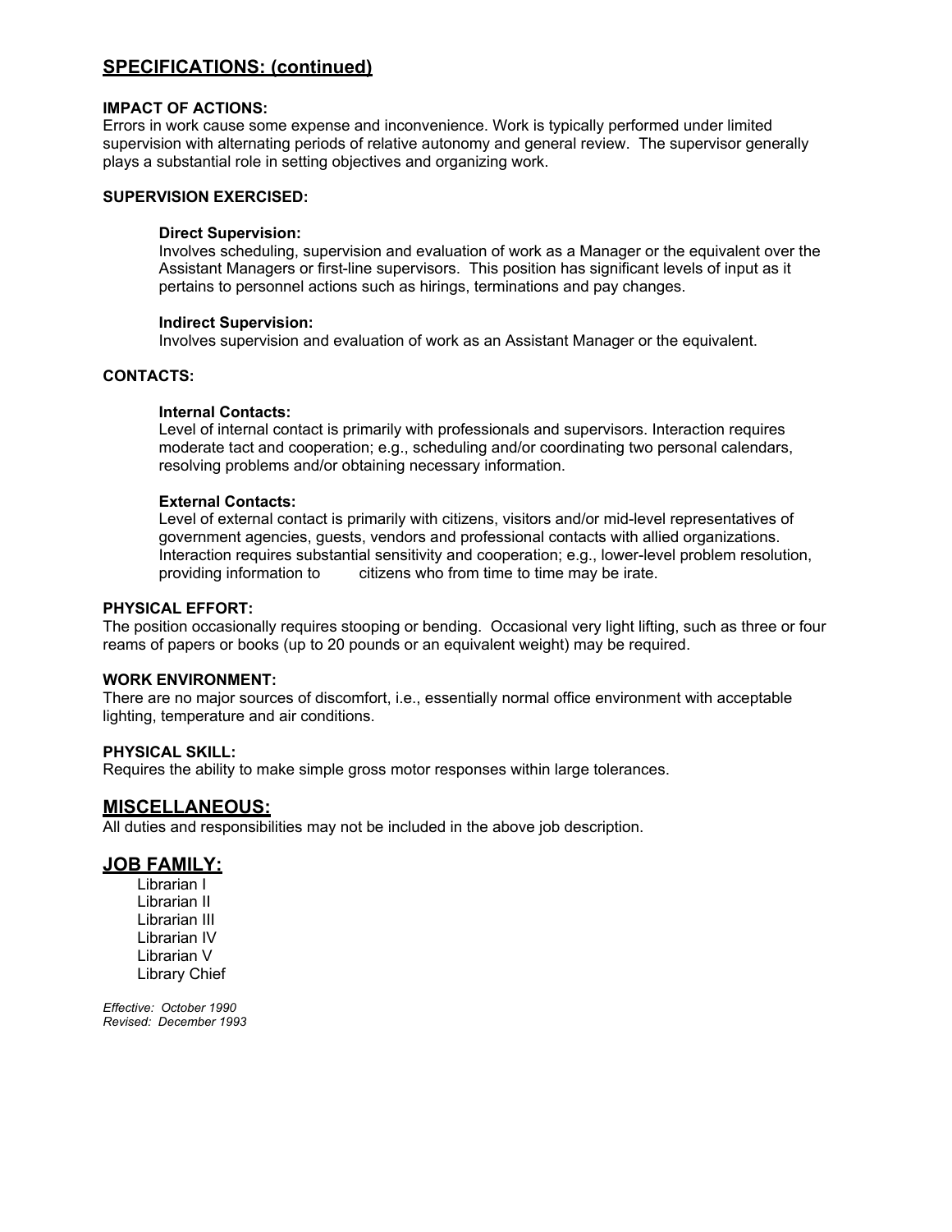## SPECIFICATIONS: (continued)

**IMPACT OF ACTIONS:**
Errors in work cause some expense and inconvenience. Work is typically performed under limited supervision with alternating periods of relative autonomy and general review. The supervisor generally plays a substantial role in setting objectives and organizing work.

**SUPERVISION EXERCISED:**

**Direct Supervision:**
Involves scheduling, supervision and evaluation of work as a Manager or the equivalent over the Assistant Managers or first-line supervisors. This position has significant levels of input as it pertains to personnel actions such as hirings, terminations and pay changes.

**Indirect Supervision:**
Involves supervision and evaluation of work as an Assistant Manager or the equivalent.

**CONTACTS:**

**Internal Contacts:**
Level of internal contact is primarily with professionals and supervisors. Interaction requires moderate tact and cooperation; e.g., scheduling and/or coordinating two personal calendars, resolving problems and/or obtaining necessary information.

**External Contacts:**
Level of external contact is primarily with citizens, visitors and/or mid-level representatives of government agencies, guests, vendors and professional contacts with allied organizations. Interaction requires substantial sensitivity and cooperation; e.g., lower-level problem resolution, providing information to citizens who from time to time may be irate.

**PHYSICAL EFFORT:**
The position occasionally requires stooping or bending. Occasional very light lifting, such as three or four reams of papers or books (up to 20 pounds or an equivalent weight) may be required.

**WORK ENVIRONMENT:**
There are no major sources of discomfort, i.e., essentially normal office environment with acceptable lighting, temperature and air conditions.

**PHYSICAL SKILL:**
Requires the ability to make simple gross motor responses within large tolerances.

## MISCELLANEOUS:

All duties and responsibilities may not be included in the above job description.

## JOB FAMILY:

Librarian I
Librarian II
Librarian III
Librarian IV
Librarian V
Library Chief

*Effective: October 1990*
*Revised: December 1993*